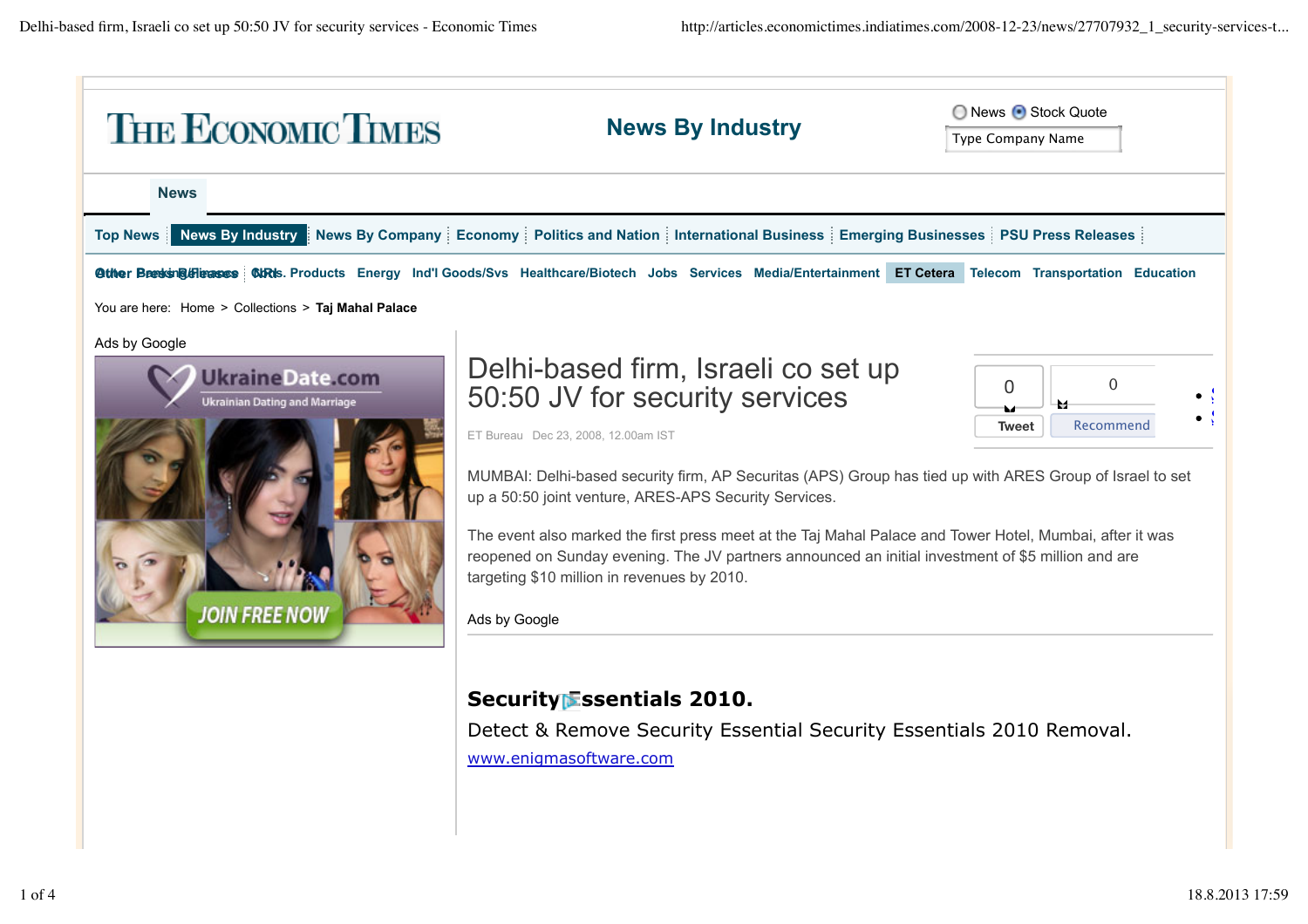# THE ECONOMIC TIMES

**News By Industry**

News | Stock Quote

Type Company Name

News

Top News | News By Industry | News By Company | Economy | Politics and Nation | International Business | Emerging Businesses | PSU Press Releases

Other Press Releases | Banking/Finance | NRIs | Cons. Products | Energy | Ind'l Goods/Svs | Healthcare/Biotech | Jobs | Services | Media/Entertainment | ET Cetera | Telecom | Transportation | Education

You are here: Home > Collections > **Taj Mahal Palace**

Ads by Google

# Delhi-based firm, Israeli co set up 50:50 JV for security services

ET Bureau Dec 23, 2008, 12.00am IST

MUMBAI: Delhi-based security firm, AP Securitas (APS) Group has tied up with ARES Group of Israel to set up a 50:50 joint venture, ARES-APS Security Services.

The event also marked the first press meet at the Taj Mahal Palace and Tower Hotel, Mumbai, after it was reopened on Sunday evening. The JV partners announced an initial investment of $5 million and are targeting $10 million in revenues by 2010.

Ads by Google

**Security Essentials 2010.**

Detect & Remove Security Essential Security Essentials 2010 Removal.

www.enigmasoftware.com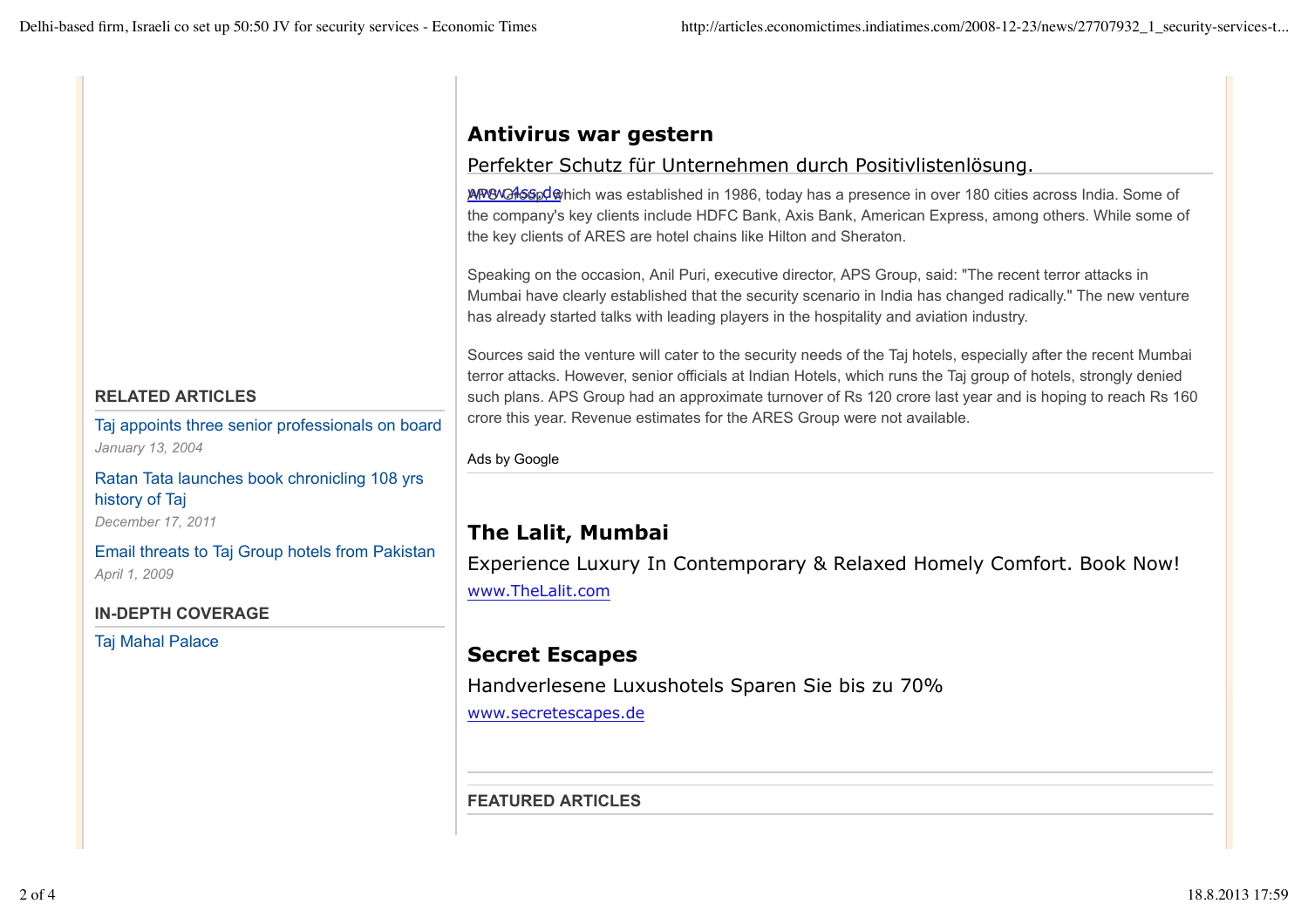## Antivirus war gestern

Perfekter Schutz für Unternehmen durch Positivlistenlösung.

www.c4ss.de

APS Group, which was established in 1986, today has a presence in over 180 cities across India. Some of the company's key clients include HDFC Bank, Axis Bank, American Express, among others. While some of the key clients of ARES are hotel chains like Hilton and Sheraton.

Speaking on the occasion, Anil Puri, executive director, APS Group, said: "The recent terror attacks in Mumbai have clearly established that the security scenario in India has changed radically." The new venture has already started talks with leading players in the hospitality and aviation industry.

Sources said the venture will cater to the security needs of the Taj hotels, especially after the recent Mumbai terror attacks. However, senior officials at Indian Hotels, which runs the Taj group of hotels, strongly denied such plans. APS Group had an approximate turnover of Rs 120 crore last year and is hoping to reach Rs 160 crore this year. Revenue estimates for the ARES Group were not available.

Ads by Google

## The Lalit, Mumbai

Experience Luxury In Contemporary & Relaxed Homely Comfort. Book Now!

www.TheLalit.com

## Secret Escapes

Handverlesene Luxushotels Sparen Sie bis zu 70%

www.secretescapes.de

**FEATURED ARTICLES**

**RELATED ARTICLES**

Taj appoints three senior professionals on board
*January 13, 2004*

Ratan Tata launches book chronicling 108 yrs history of Taj
*December 17, 2011*

Email threats to Taj Group hotels from Pakistan
*April 1, 2009*

**IN-DEPTH COVERAGE**

Taj Mahal Palace